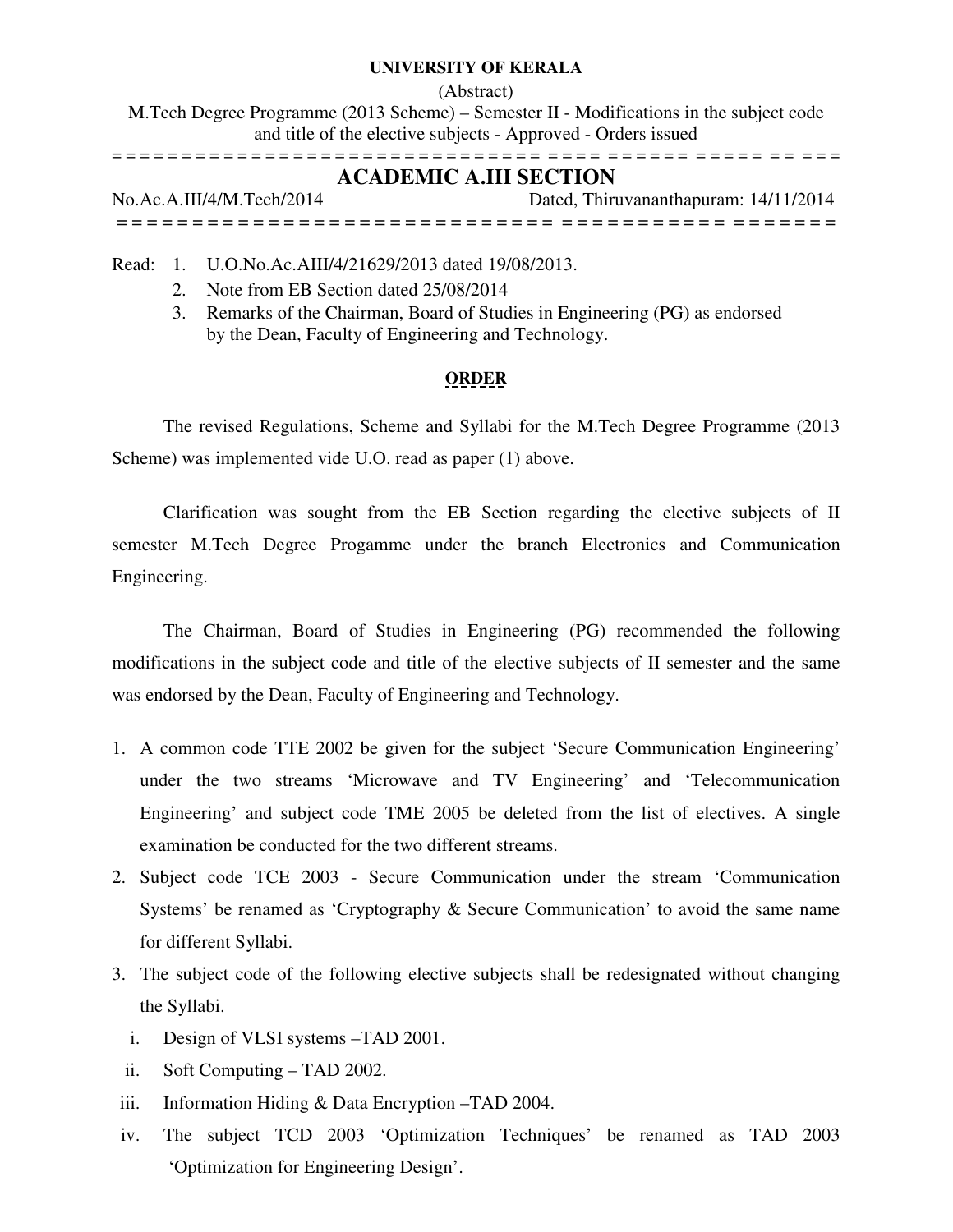**UNIVERSITY OF KERALA**

(Abstract)

M.Tech Degree Programme (2013 Scheme) – Semester II - Modifications in the subject code and title of the elective subjects - Approved - Orders issued

= = = = = = = = = = = = = = = = = = = = = = = = = = = = = = = = = = = = = = = = = = = = = = = = = = = = = = = = = = = = = = =

# ACADEMIC A.III SECTION

No.Ac.A.III/4/M.Tech/2014 Dated, Thiruvananthapuram: 14/11/2014

= = = = = = = = = = = = = = = = = = = = = = = = = = = = = = = = = = = = = = = = = = = = = = = = = = = = = = = = = = = = = = =

Read:
1. U.O.No.Ac.AIII/4/21629/2013 dated 19/08/2013.
2. Note from EB Section dated 25/08/2014
3. Remarks of the Chairman, Board of Studies in Engineering (PG) as endorsed by the Dean, Faculty of Engineering and Technology.

**ORDER**

The revised Regulations, Scheme and Syllabi for the M.Tech Degree Programme (2013 Scheme) was implemented vide U.O. read as paper (1) above.

Clarification was sought from the EB Section regarding the elective subjects of II semester M.Tech Degree Progamme under the branch Electronics and Communication Engineering.

The Chairman, Board of Studies in Engineering (PG) recommended the following modifications in the subject code and title of the elective subjects of II semester and the same was endorsed by the Dean, Faculty of Engineering and Technology.

1. A common code TTE 2002 be given for the subject 'Secure Communication Engineering' under the two streams 'Microwave and TV Engineering' and 'Telecommunication Engineering' and subject code TME 2005 be deleted from the list of electives. A single examination be conducted for the two different streams.
2. Subject code TCE 2003 - Secure Communication under the stream 'Communication Systems' be renamed as 'Cryptography & Secure Communication' to avoid the same name for different Syllabi.
3. The subject code of the following elective subjects shall be redesignated without changing the Syllabi.
   i. Design of VLSI systems –TAD 2001.
   ii. Soft Computing – TAD 2002.
   iii. Information Hiding & Data Encryption –TAD 2004.
   iv. The subject TCD 2003 'Optimization Techniques' be renamed as TAD 2003 'Optimization for Engineering Design'.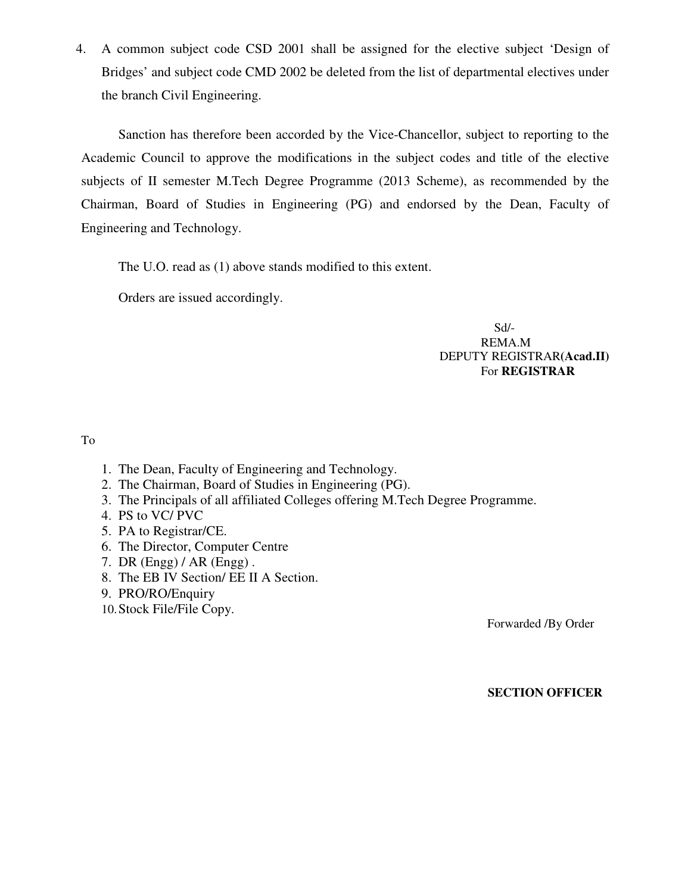4. A common subject code CSD 2001 shall be assigned for the elective subject 'Design of Bridges' and subject code CMD 2002 be deleted from the list of departmental electives under the branch Civil Engineering.

Sanction has therefore been accorded by the Vice-Chancellor, subject to reporting to the Academic Council to approve the modifications in the subject codes and title of the elective subjects of II semester M.Tech Degree Programme (2013 Scheme), as recommended by the Chairman, Board of Studies in Engineering (PG) and endorsed by the Dean, Faculty of Engineering and Technology.

The U.O. read as (1) above stands modified to this extent.

Orders are issued accordingly.

Sd/-
REMA.M
DEPUTY REGISTRAR(**Acad.II**)
For **REGISTRAR**

To

1. The Dean, Faculty of Engineering and Technology.
2. The Chairman, Board of Studies in Engineering (PG).
3. The Principals of all affiliated Colleges offering M.Tech Degree Programme.
4. PS to VC/ PVC
5. PA to Registrar/CE.
6. The Director, Computer Centre
7. DR (Engg) / AR (Engg) .
8. The EB IV Section/ EE II A Section.
9. PRO/RO/Enquiry
10. Stock File/File Copy.

Forwarded /By Order

**SECTION OFFICER**